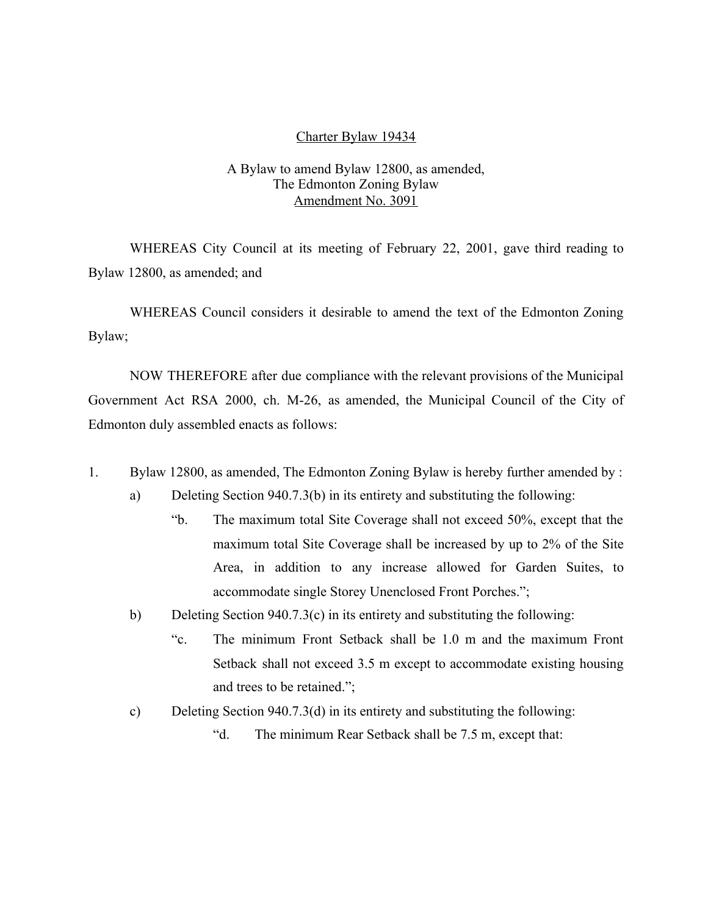<u>Charter Bylaw 19434</u>

A Bylaw to amend Bylaw 12800, as amended,
The Edmonton Zoning Bylaw
<u>Amendment No. 3091</u>

WHEREAS City Council at its meeting of February 22, 2001, gave third reading to Bylaw 12800, as amended; and

WHEREAS Council considers it desirable to amend the text of the Edmonton Zoning Bylaw;

NOW THEREFORE after due compliance with the relevant provisions of the Municipal Government Act RSA 2000, ch. M-26, as amended, the Municipal Council of the City of Edmonton duly assembled enacts as follows:

1. Bylaw 12800, as amended, The Edmonton Zoning Bylaw is hereby further amended by :
   a) Deleting Section 940.7.3(b) in its entirety and substituting the following:
      "b. The maximum total Site Coverage shall not exceed 50%, except that the maximum total Site Coverage shall be increased by up to 2% of the Site Area, in addition to any increase allowed for Garden Suites, to accommodate single Storey Unenclosed Front Porches.";
   b) Deleting Section 940.7.3(c) in its entirety and substituting the following:
      "c. The minimum Front Setback shall be 1.0 m and the maximum Front Setback shall not exceed 3.5 m except to accommodate existing housing and trees to be retained.";
   c) Deleting Section 940.7.3(d) in its entirety and substituting the following:
      "d. The minimum Rear Setback shall be 7.5 m, except that: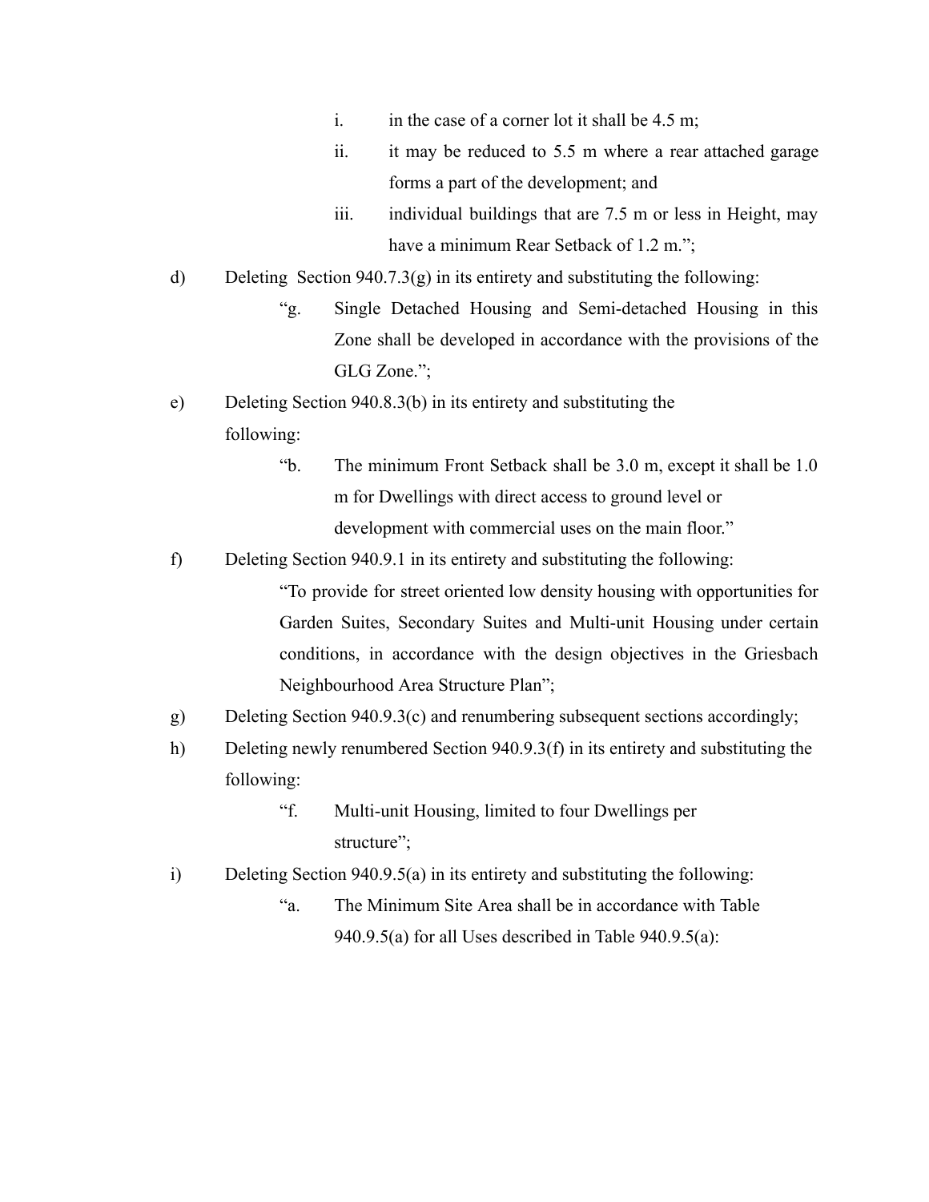i. in the case of a corner lot it shall be 4.5 m;

ii. it may be reduced to 5.5 m where a rear attached garage forms a part of the development; and

iii. individual buildings that are 7.5 m or less in Height, may have a minimum Rear Setback of 1.2 m.";

d) Deleting Section 940.7.3(g) in its entirety and substituting the following:

"g. Single Detached Housing and Semi-detached Housing in this Zone shall be developed in accordance with the provisions of the GLG Zone.";

e) Deleting Section 940.8.3(b) in its entirety and substituting the following:

"b. The minimum Front Setback shall be 3.0 m, except it shall be 1.0 m for Dwellings with direct access to ground level or development with commercial uses on the main floor."

f) Deleting Section 940.9.1 in its entirety and substituting the following:

"To provide for street oriented low density housing with opportunities for Garden Suites, Secondary Suites and Multi-unit Housing under certain conditions, in accordance with the design objectives in the Griesbach Neighbourhood Area Structure Plan";

g) Deleting Section 940.9.3(c) and renumbering subsequent sections accordingly;

h) Deleting newly renumbered Section 940.9.3(f) in its entirety and substituting the following:

"f. Multi-unit Housing, limited to four Dwellings per structure";

i) Deleting Section 940.9.5(a) in its entirety and substituting the following:

"a. The Minimum Site Area shall be in accordance with Table 940.9.5(a) for all Uses described in Table 940.9.5(a):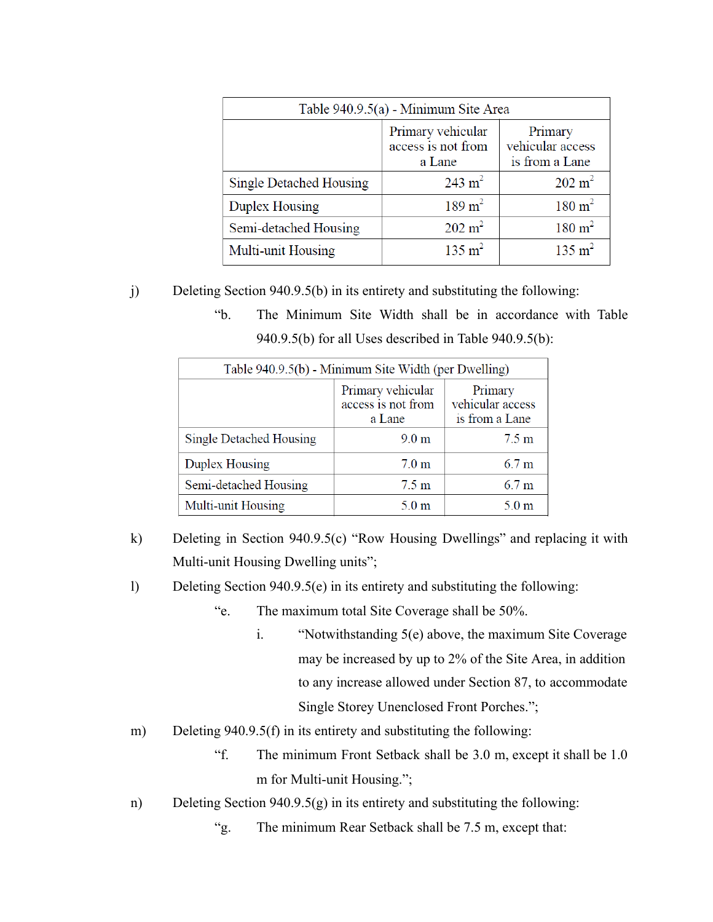| Table 940.9.5(a) - Minimum Site Area | | |
|---|---|---|
| | Primary vehicular access is not from a Lane | Primary vehicular access is from a Lane |
| Single Detached Housing | 243 $m^2$ | 202 $m^2$ |
| Duplex Housing | 189 $m^2$ | 180 $m^2$ |
| Semi-detached Housing | 202 $m^2$ | 180 $m^2$ |
| Multi-unit Housing | 135 $m^2$ | 135 $m^2$ |

j) Deleting Section 940.9.5(b) in its entirety and substituting the following:

“b. The Minimum Site Width shall be in accordance with Table 940.9.5(b) for all Uses described in Table 940.9.5(b):

| Table 940.9.5(b) - Minimum Site Width (per Dwelling) | | |
|---|---|---|
| | Primary vehicular access is not from a Lane | Primary vehicular access is from a Lane |
| Single Detached Housing | 9.0 m | 7.5 m |
| Duplex Housing | 7.0 m | 6.7 m |
| Semi-detached Housing | 7.5 m | 6.7 m |
| Multi-unit Housing | 5.0 m | 5.0 m |

k) Deleting in Section 940.9.5(c) “Row Housing Dwellings” and replacing it with Multi-unit Housing Dwelling units”;

l) Deleting Section 940.9.5(e) in its entirety and substituting the following:

“e. The maximum total Site Coverage shall be 50%.

i. “Notwithstanding 5(e) above, the maximum Site Coverage may be increased by up to 2% of the Site Area, in addition to any increase allowed under Section 87, to accommodate Single Storey Unenclosed Front Porches.”;

m) Deleting 940.9.5(f) in its entirety and substituting the following:

“f. The minimum Front Setback shall be 3.0 m, except it shall be 1.0 m for Multi-unit Housing.”;

n) Deleting Section 940.9.5(g) in its entirety and substituting the following:

“g. The minimum Rear Setback shall be 7.5 m, except that: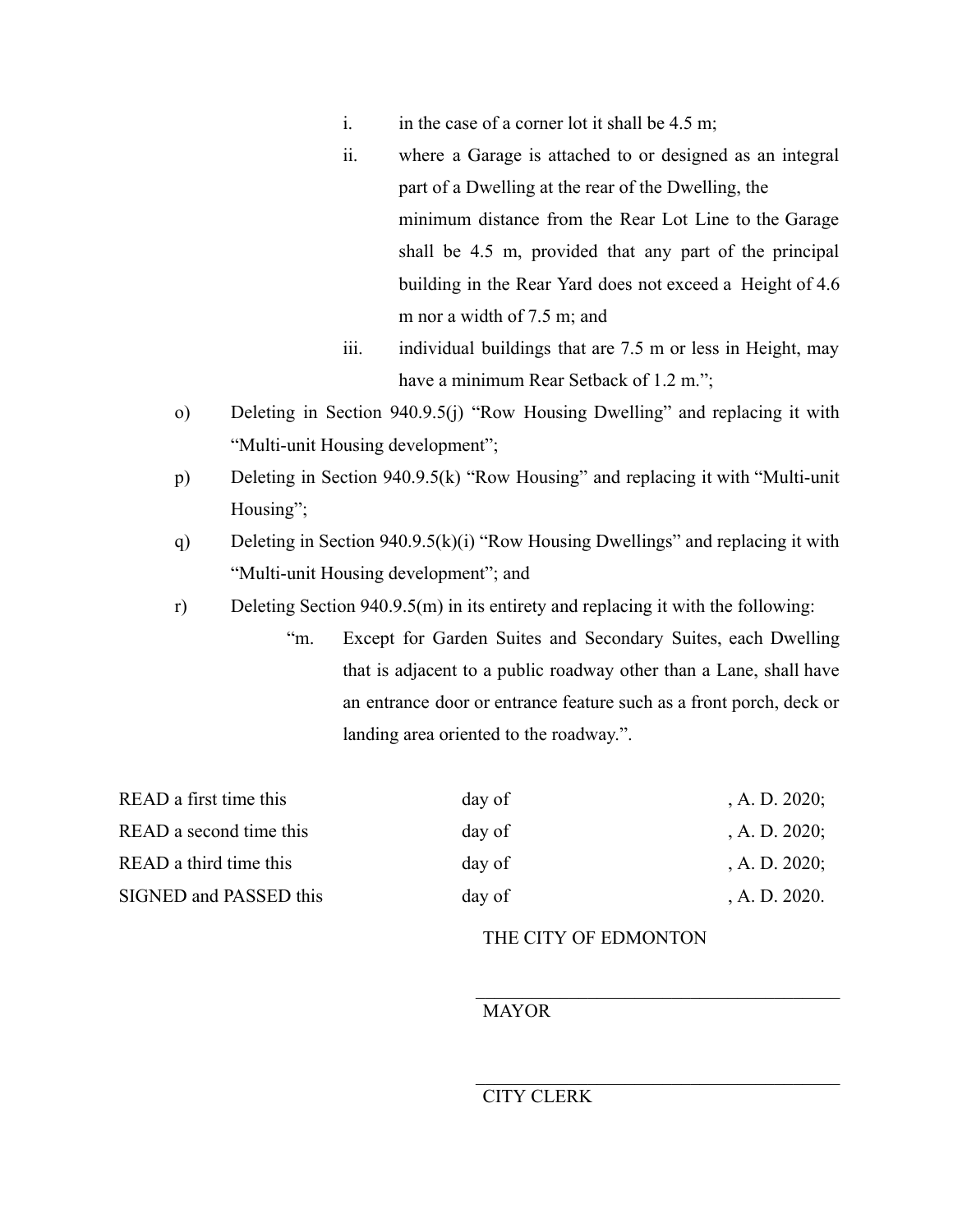i. in the case of a corner lot it shall be 4.5 m;

ii. where a Garage is attached to or designed as an integral part of a Dwelling at the rear of the Dwelling, the minimum distance from the Rear Lot Line to the Garage shall be 4.5 m, provided that any part of the principal building in the Rear Yard does not exceed a Height of 4.6 m nor a width of 7.5 m; and

iii. individual buildings that are 7.5 m or less in Height, may have a minimum Rear Setback of 1.2 m.";

o) Deleting in Section 940.9.5(j) "Row Housing Dwelling" and replacing it with "Multi-unit Housing development";

p) Deleting in Section 940.9.5(k) "Row Housing" and replacing it with "Multi-unit Housing";

q) Deleting in Section 940.9.5(k)(i) "Row Housing Dwellings" and replacing it with "Multi-unit Housing development"; and

r) Deleting Section 940.9.5(m) in its entirety and replacing it with the following:

"m. Except for Garden Suites and Secondary Suites, each Dwelling that is adjacent to a public roadway other than a Lane, shall have an entrance door or entrance feature such as a front porch, deck or landing area oriented to the roadway.".

| | | |
|---|---|---|
| READ a first time this | day of | , A. D. 2020; |
| READ a second time this | day of | , A. D. 2020; |
| READ a third time this | day of | , A. D. 2020; |
| SIGNED and PASSED this | day of | , A. D. 2020. |

THE CITY OF EDMONTON

\_\_\_\_\_\_\_\_\_\_\_\_\_\_\_\_\_\_\_\_\_\_\_\_\_\_\_\_\_\_\_\_\_\_\_\_

MAYOR

\_\_\_\_\_\_\_\_\_\_\_\_\_\_\_\_\_\_\_\_\_\_\_\_\_\_\_\_\_\_\_\_\_\_\_\_

CITY CLERK